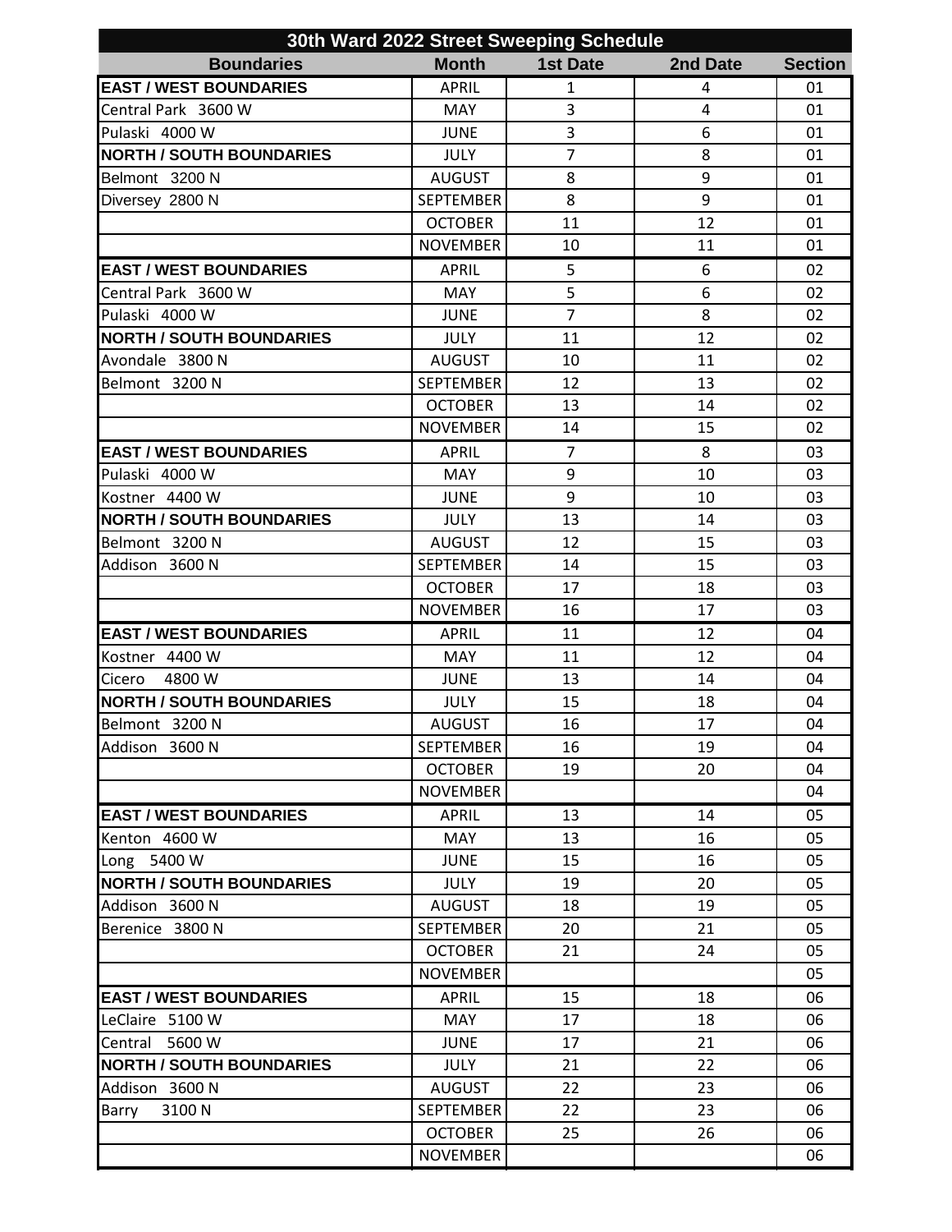| 30th Ward 2022 Street Sweeping Schedule | | | | |
|---|---|---|---|---|
| **Boundaries** | **Month** | **1st Date** | **2nd Date** | **Section** |
| **EAST / WEST BOUNDARIES** | APRIL | 1 | 4 | 01 |
| Central Park 3600 W | MAY | 3 | 4 | 01 |
| Pulaski 4000 W | JUNE | 3 | 6 | 01 |
| **NORTH / SOUTH BOUNDARIES** | JULY | 7 | 8 | 01 |
| Belmont 3200 N | AUGUST | 8 | 9 | 01 |
| Diversey 2800 N | SEPTEMBER | 8 | 9 | 01 |
| | OCTOBER | 11 | 12 | 01 |
| | NOVEMBER | 10 | 11 | 01 |
| **EAST / WEST BOUNDARIES** | APRIL | 5 | 6 | 02 |
| Central Park 3600 W | MAY | 5 | 6 | 02 |
| Pulaski 4000 W | JUNE | 7 | 8 | 02 |
| **NORTH / SOUTH BOUNDARIES** | JULY | 11 | 12 | 02 |
| Avondale 3800 N | AUGUST | 10 | 11 | 02 |
| Belmont 3200 N | SEPTEMBER | 12 | 13 | 02 |
| | OCTOBER | 13 | 14 | 02 |
| | NOVEMBER | 14 | 15 | 02 |
| **EAST / WEST BOUNDARIES** | APRIL | 7 | 8 | 03 |
| Pulaski 4000 W | MAY | 9 | 10 | 03 |
| Kostner 4400 W | JUNE | 9 | 10 | 03 |
| **NORTH / SOUTH BOUNDARIES** | JULY | 13 | 14 | 03 |
| Belmont 3200 N | AUGUST | 12 | 15 | 03 |
| Addison 3600 N | SEPTEMBER | 14 | 15 | 03 |
| | OCTOBER | 17 | 18 | 03 |
| | NOVEMBER | 16 | 17 | 03 |
| **EAST / WEST BOUNDARIES** | APRIL | 11 | 12 | 04 |
| Kostner 4400 W | MAY | 11 | 12 | 04 |
| Cicero 4800 W | JUNE | 13 | 14 | 04 |
| **NORTH / SOUTH BOUNDARIES** | JULY | 15 | 18 | 04 |
| Belmont 3200 N | AUGUST | 16 | 17 | 04 |
| Addison 3600 N | SEPTEMBER | 16 | 19 | 04 |
| | OCTOBER | 19 | 20 | 04 |
| | NOVEMBER | | | 04 |
| **EAST / WEST BOUNDARIES** | APRIL | 13 | 14 | 05 |
| Kenton 4600 W | MAY | 13 | 16 | 05 |
| Long 5400 W | JUNE | 15 | 16 | 05 |
| **NORTH / SOUTH BOUNDARIES** | JULY | 19 | 20 | 05 |
| Addison 3600 N | AUGUST | 18 | 19 | 05 |
| Berenice 3800 N | SEPTEMBER | 20 | 21 | 05 |
| | OCTOBER | 21 | 24 | 05 |
| | NOVEMBER | | | 05 |
| **EAST / WEST BOUNDARIES** | APRIL | 15 | 18 | 06 |
| LeClaire 5100 W | MAY | 17 | 18 | 06 |
| Central 5600 W | JUNE | 17 | 21 | 06 |
| **NORTH / SOUTH BOUNDARIES** | JULY | 21 | 22 | 06 |
| Addison 3600 N | AUGUST | 22 | 23 | 06 |
| Barry 3100 N | SEPTEMBER | 22 | 23 | 06 |
| | OCTOBER | 25 | 26 | 06 |
| | NOVEMBER | | | 06 |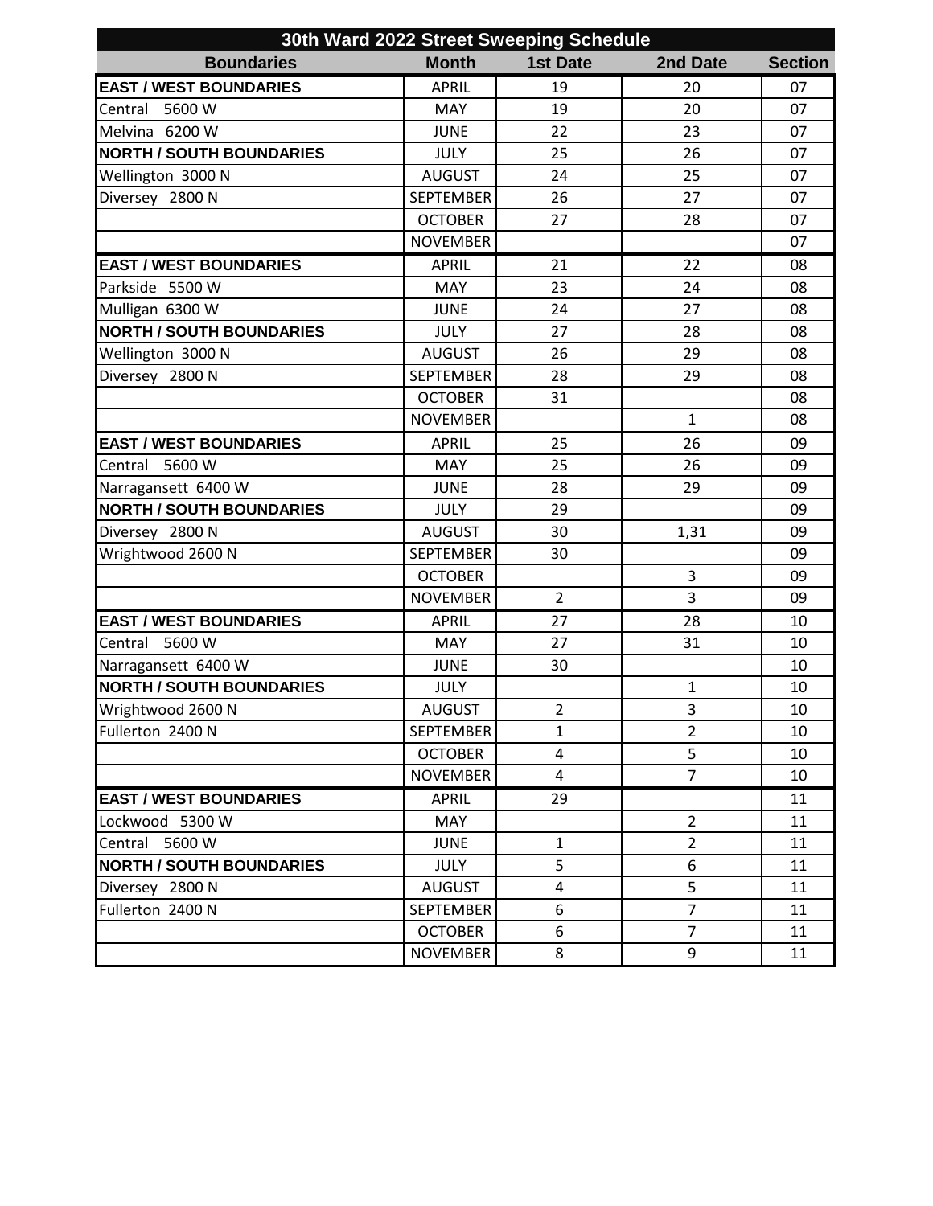| 30th Ward 2022 Street Sweeping Schedule | | | | |
|---|---|---|---|---|
| **Boundaries** | **Month** | **1st Date** | **2nd Date** | **Section** |
| **EAST / WEST BOUNDARIES** | APRIL | 19 | 20 | 07 |
| Central 5600 W | MAY | 19 | 20 | 07 |
| Melvina 6200 W | JUNE | 22 | 23 | 07 |
| **NORTH / SOUTH BOUNDARIES** | JULY | 25 | 26 | 07 |
| Wellington 3000 N | AUGUST | 24 | 25 | 07 |
| Diversey 2800 N | SEPTEMBER | 26 | 27 | 07 |
| | OCTOBER | 27 | 28 | 07 |
| | NOVEMBER | | | 07 |
| **EAST / WEST BOUNDARIES** | APRIL | 21 | 22 | 08 |
| Parkside 5500 W | MAY | 23 | 24 | 08 |
| Mulligan 6300 W | JUNE | 24 | 27 | 08 |
| **NORTH / SOUTH BOUNDARIES** | JULY | 27 | 28 | 08 |
| Wellington 3000 N | AUGUST | 26 | 29 | 08 |
| Diversey 2800 N | SEPTEMBER | 28 | 29 | 08 |
| | OCTOBER | 31 | | 08 |
| | NOVEMBER | | 1 | 08 |
| **EAST / WEST BOUNDARIES** | APRIL | 25 | 26 | 09 |
| Central 5600 W | MAY | 25 | 26 | 09 |
| Narragansett 6400 W | JUNE | 28 | 29 | 09 |
| **NORTH / SOUTH BOUNDARIES** | JULY | 29 | | 09 |
| Diversey 2800 N | AUGUST | 30 | 1,31 | 09 |
| Wrightwood 2600 N | SEPTEMBER | 30 | | 09 |
| | OCTOBER | | 3 | 09 |
| | NOVEMBER | 2 | 3 | 09 |
| **EAST / WEST BOUNDARIES** | APRIL | 27 | 28 | 10 |
| Central 5600 W | MAY | 27 | 31 | 10 |
| Narragansett 6400 W | JUNE | 30 | | 10 |
| **NORTH / SOUTH BOUNDARIES** | JULY | | 1 | 10 |
| Wrightwood 2600 N | AUGUST | 2 | 3 | 10 |
| Fullerton 2400 N | SEPTEMBER | 1 | 2 | 10 |
| | OCTOBER | 4 | 5 | 10 |
| | NOVEMBER | 4 | 7 | 10 |
| **EAST / WEST BOUNDARIES** | APRIL | 29 | | 11 |
| Lockwood 5300 W | MAY | | 2 | 11 |
| Central 5600 W | JUNE | 1 | 2 | 11 |
| **NORTH / SOUTH BOUNDARIES** | JULY | 5 | 6 | 11 |
| Diversey 2800 N | AUGUST | 4 | 5 | 11 |
| Fullerton 2400 N | SEPTEMBER | 6 | 7 | 11 |
| | OCTOBER | 6 | 7 | 11 |
| | NOVEMBER | 8 | 9 | 11 |